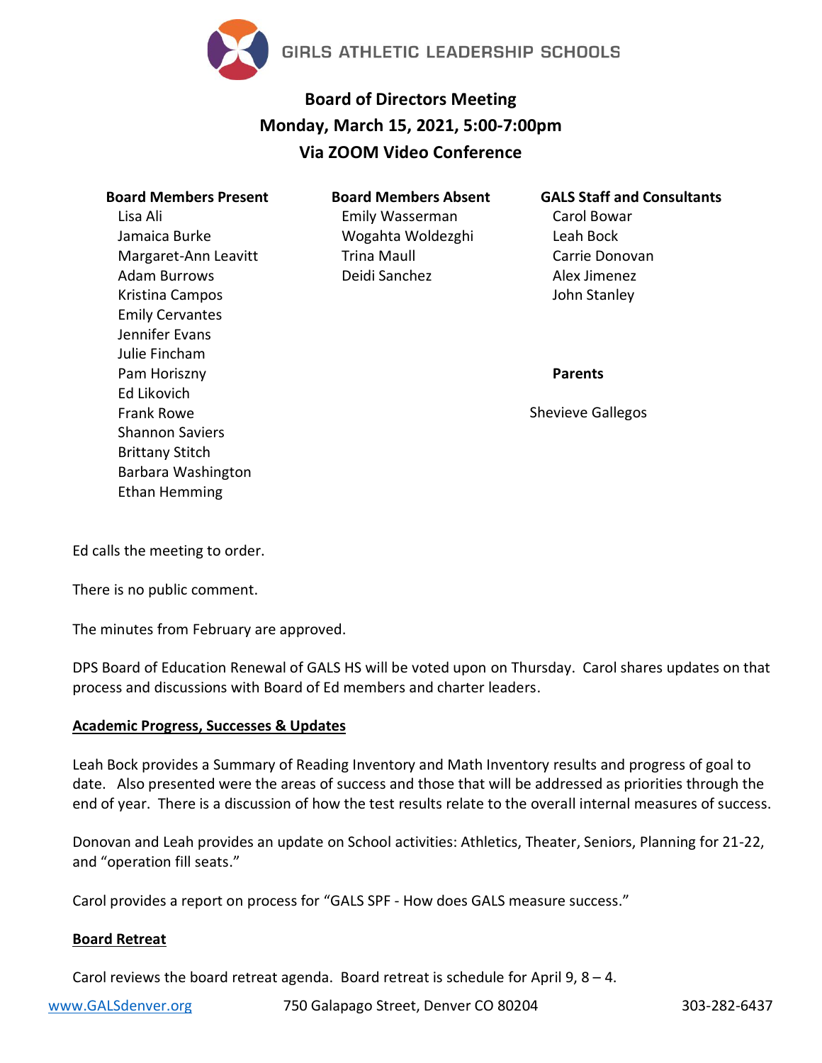GIRLS ATHLETIC LEADERSHIP SCHOOLS

# Board of Directors Meeting
## Monday, March 15, 2021, 5:00-7:00pm
## Via ZOOM Video Conference

**Board Members Present**
- Lisa Ali
- Jamaica Burke
- Margaret-Ann Leavitt
- Adam Burrows
- Kristina Campos
- Emily Cervantes
- Jennifer Evans
- Julie Fincham
- Pam Horiszny
- Ed Likovich
- Frank Rowe
- Shannon Saviers
- Brittany Stitch
- Barbara Washington
- Ethan Hemming

**Board Members Absent**
- Emily Wasserman
- Wogahta Woldezghi
- Trina Maull
- Deidi Sanchez

**GALS Staff and Consultants**
- Carol Bowar
- Leah Bock
- Carrie Donovan
- Alex Jimenez
- John Stanley

**Parents**
- Shevieve Gallegos

Ed calls the meeting to order.

There is no public comment.

The minutes from February are approved.

DPS Board of Education Renewal of GALS HS will be voted upon on Thursday. Carol shares updates on that process and discussions with Board of Ed members and charter leaders.

**Academic Progress, Successes & Updates**

Leah Bock provides a Summary of Reading Inventory and Math Inventory results and progress of goal to date. Also presented were the areas of success and those that will be addressed as priorities through the end of year. There is a discussion of how the test results relate to the overall internal measures of success.

Donovan and Leah provides an update on School activities: Athletics, Theater, Seniors, Planning for 21-22, and "operation fill seats."

Carol provides a report on process for "GALS SPF - How does GALS measure success."

**Board Retreat**

Carol reviews the board retreat agenda. Board retreat is schedule for April 9, 8 – 4.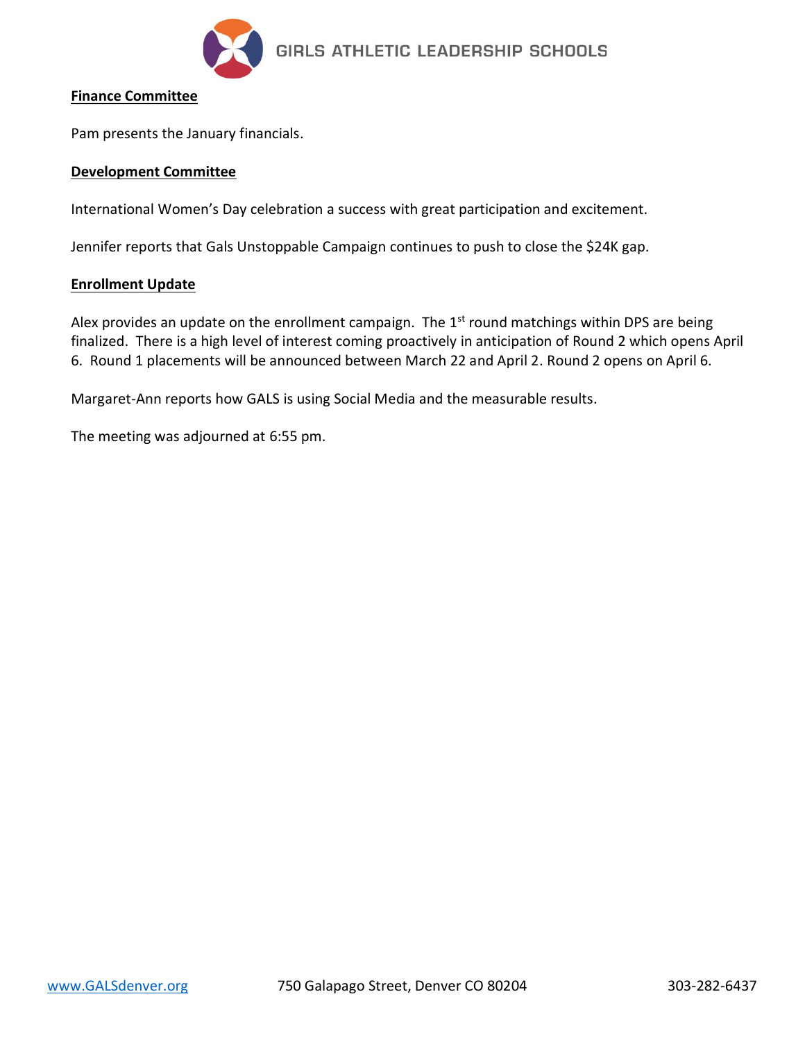**Finance Committee**

Pam presents the January financials.

**Development Committee**

International Women's Day celebration a success with great participation and excitement.

Jennifer reports that Gals Unstoppable Campaign continues to push to close the $24K gap.

**Enrollment Update**

Alex provides an update on the enrollment campaign. The 1st round matchings within DPS are being finalized. There is a high level of interest coming proactively in anticipation of Round 2 which opens April 6. Round 1 placements will be announced between March 22 and April 2. Round 2 opens on April 6.

Margaret-Ann reports how GALS is using Social Media and the measurable results.

The meeting was adjourned at 6:55 pm.